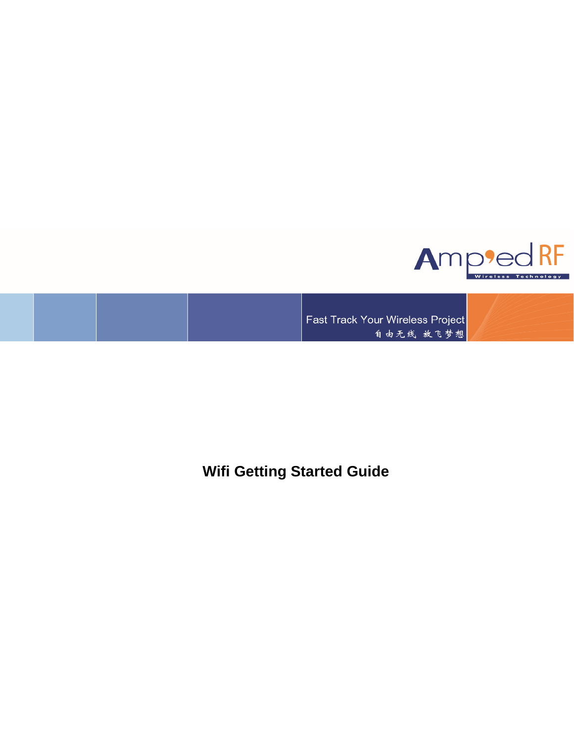Amp'ed RF

Wireless Technology

Fast Track Your Wireless Project

自由无线 放飞梦想

# Wifi Getting Started Guide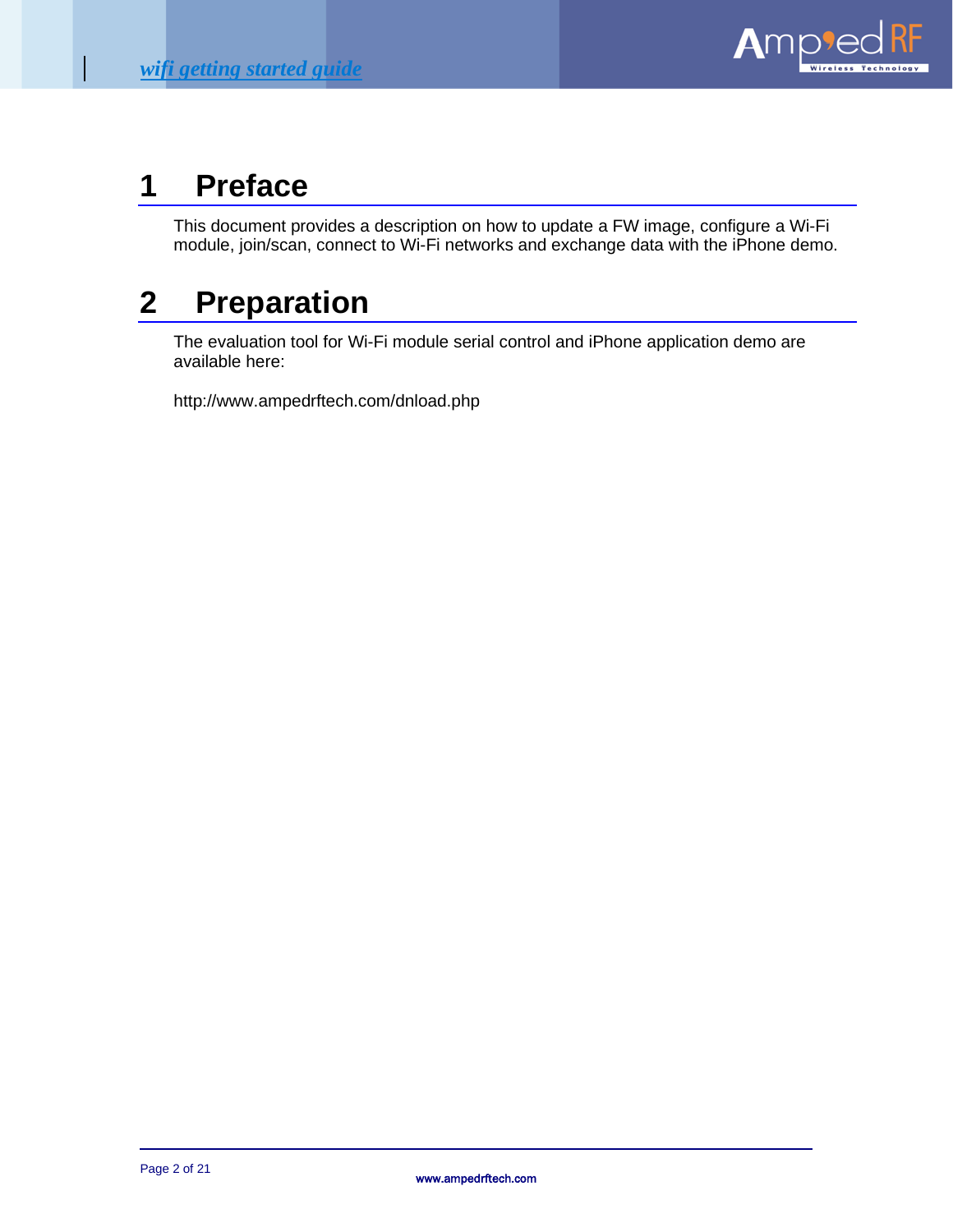# 1 Preface

This document provides a description on how to update a FW image, configure a Wi-Fi module, join/scan, connect to Wi-Fi networks and exchange data with the iPhone demo.

# 2 Preparation

The evaluation tool for Wi-Fi module serial control and iPhone application demo are available here:

http://www.ampedrftech.com/dnload.php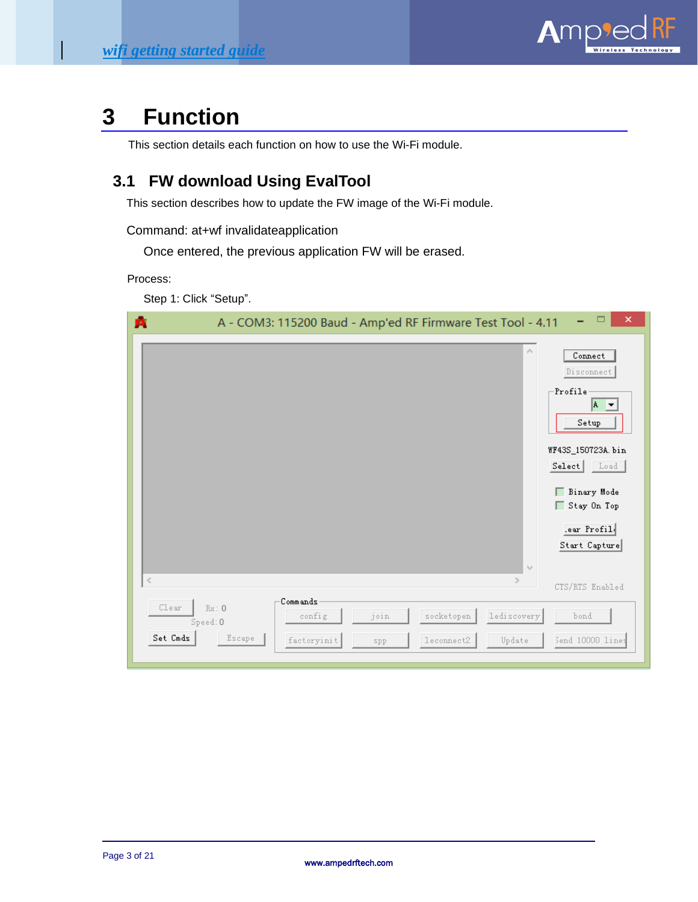# 3 Function

This section details each function on how to use the Wi-Fi module.

## 3.1 FW download Using EvalTool

This section describes how to update the FW image of the Wi-Fi module.

Command: at+wf invalidateapplication

Once entered, the previous application FW will be erased.

Process:

Step 1: Click “Setup”.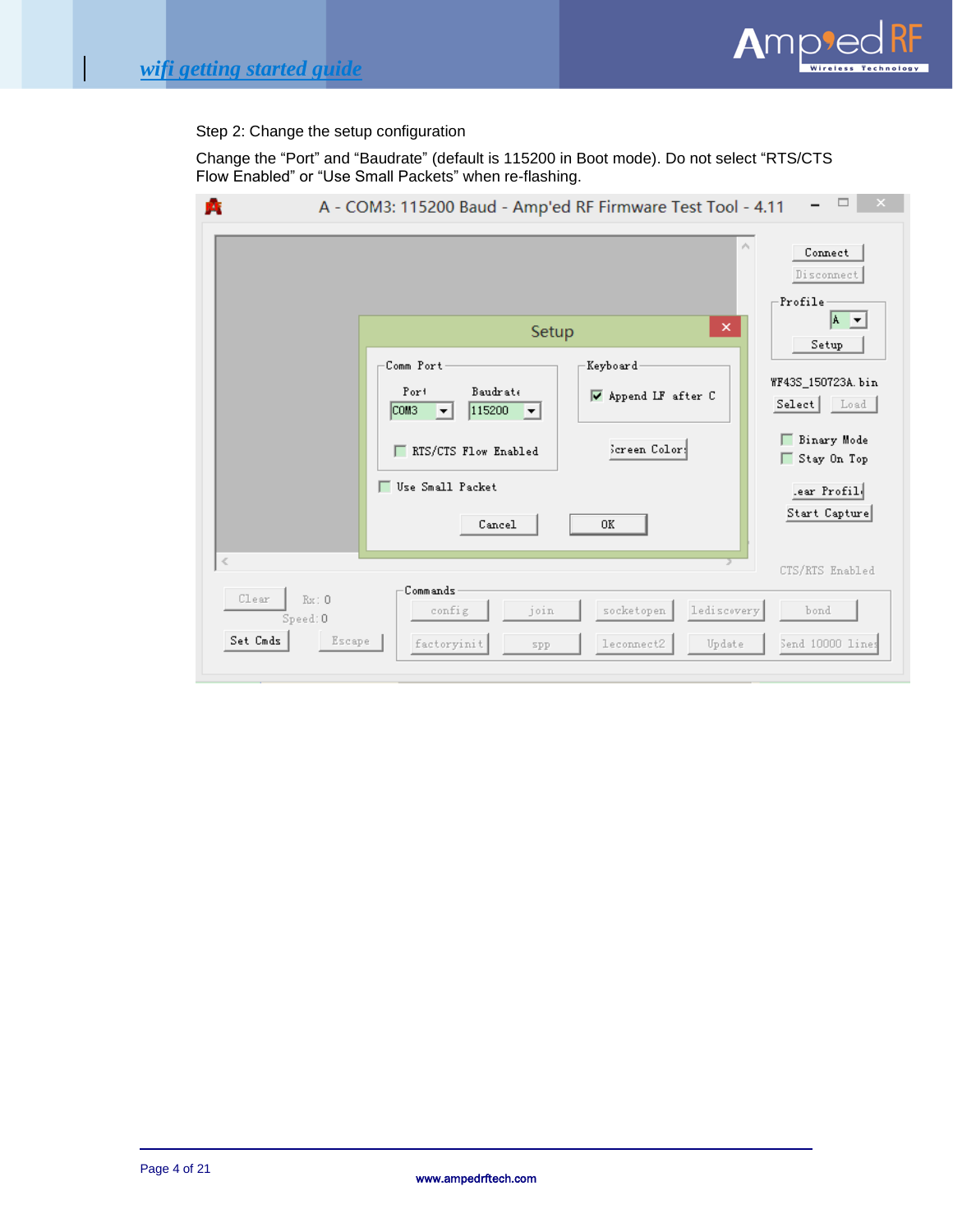Step 2: Change the setup configuration

Change the “Port” and “Baudrate” (default is 115200 in Boot mode). Do not select “RTS/CTS Flow Enabled” or “Use Small Packets” when re-flashing.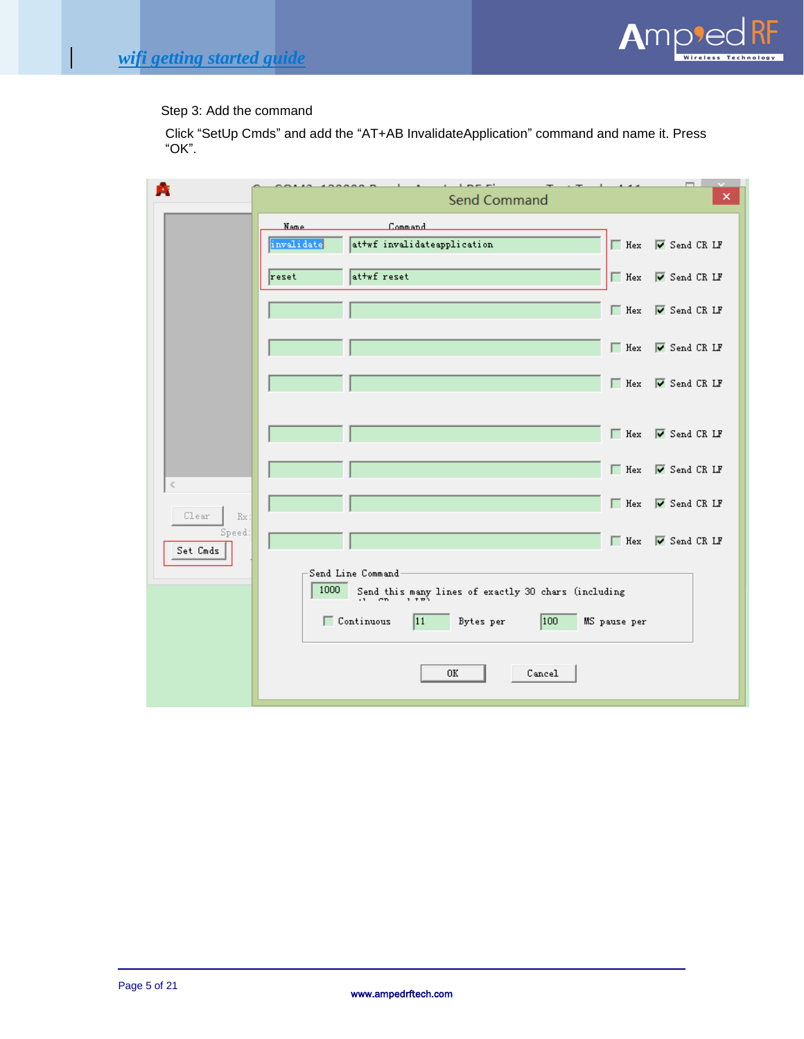Step 3: Add the command

Click “SetUp Cmds” and add the “AT+AB InvalidateApplication” command and name it. Press “OK”.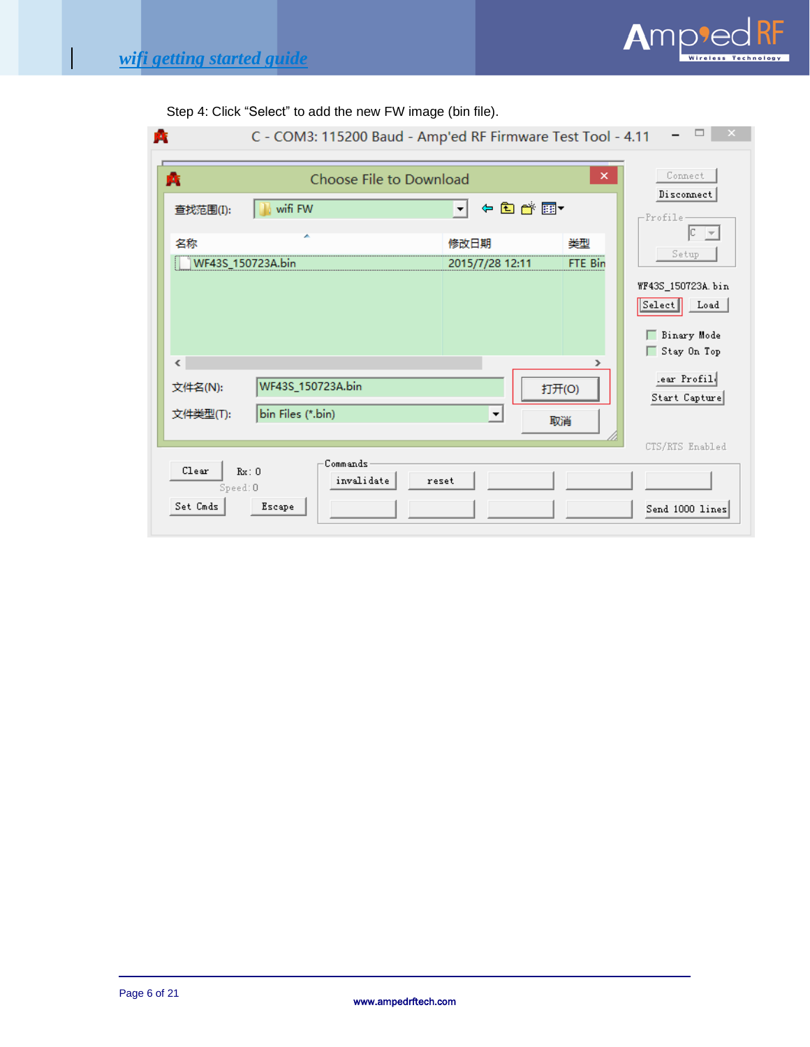Step 4: Click “Select” to add the new FW image (bin file).

C - COM3: 115200 Baud - Amp'ed RF Firmware Test Tool - 4.11

Choose File to Download

查找范围(I): wifi FW

| 名称 | 修改日期 | 类型 |
| --- | --- | --- |
| WF43S_150723A.bin | 2015/7/28 12:11 | FTE Bin |

文件名(N): WF43S_150723A.bin

文件类型(T): bin Files (*.bin)

打开(O)

取消

Connect

Disconnect

Profile

Setup

WF43S_150723A.bin

Select

Load

Binary Mode

Stay On Top

Clear Profile

Start Capture

CTS/RTS Enabled

Clear

Rx: 0

Speed: 0

Set Cmds

Escape

Commands

invalidate

reset

Send 1000 lines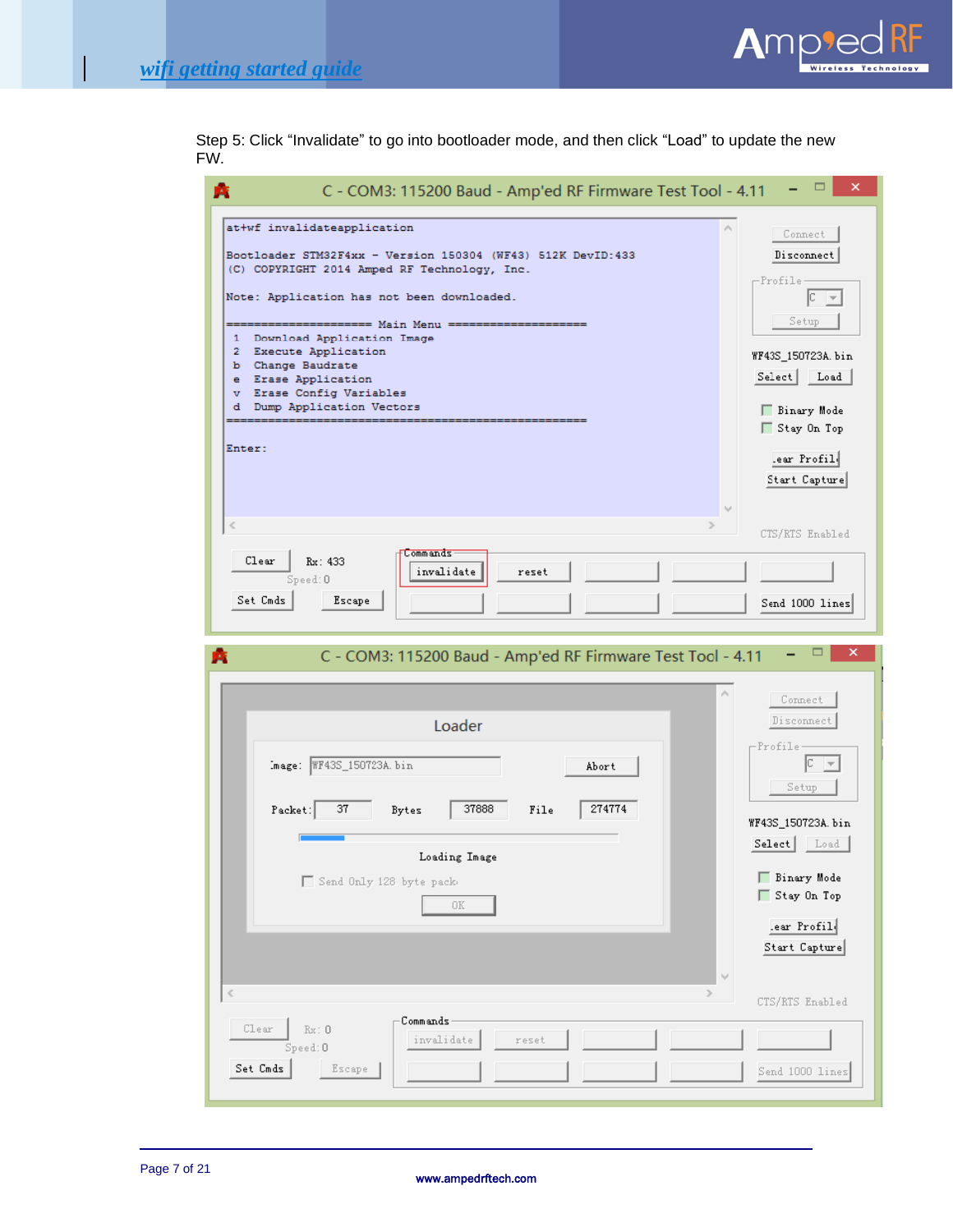Step 5: Click "Invalidate" to go into bootloader mode, and then click "Load" to update the new FW.

```
at+wf invalidateapplication

Bootloader STM32F4xx - Version 150304 (WF43) 512K DevID:433
(C) COPYRIGHT 2014 Amped RF Technology, Inc.

Note: Application has not been downloaded.

==================== Main Menu ====================
 1  Download Application Image
 2  Execute Application
 b  Change Baudrate
 e  Erase Application
 v  Erase Config Variables
 d  Dump Application Vectors
===================================================

Enter:
```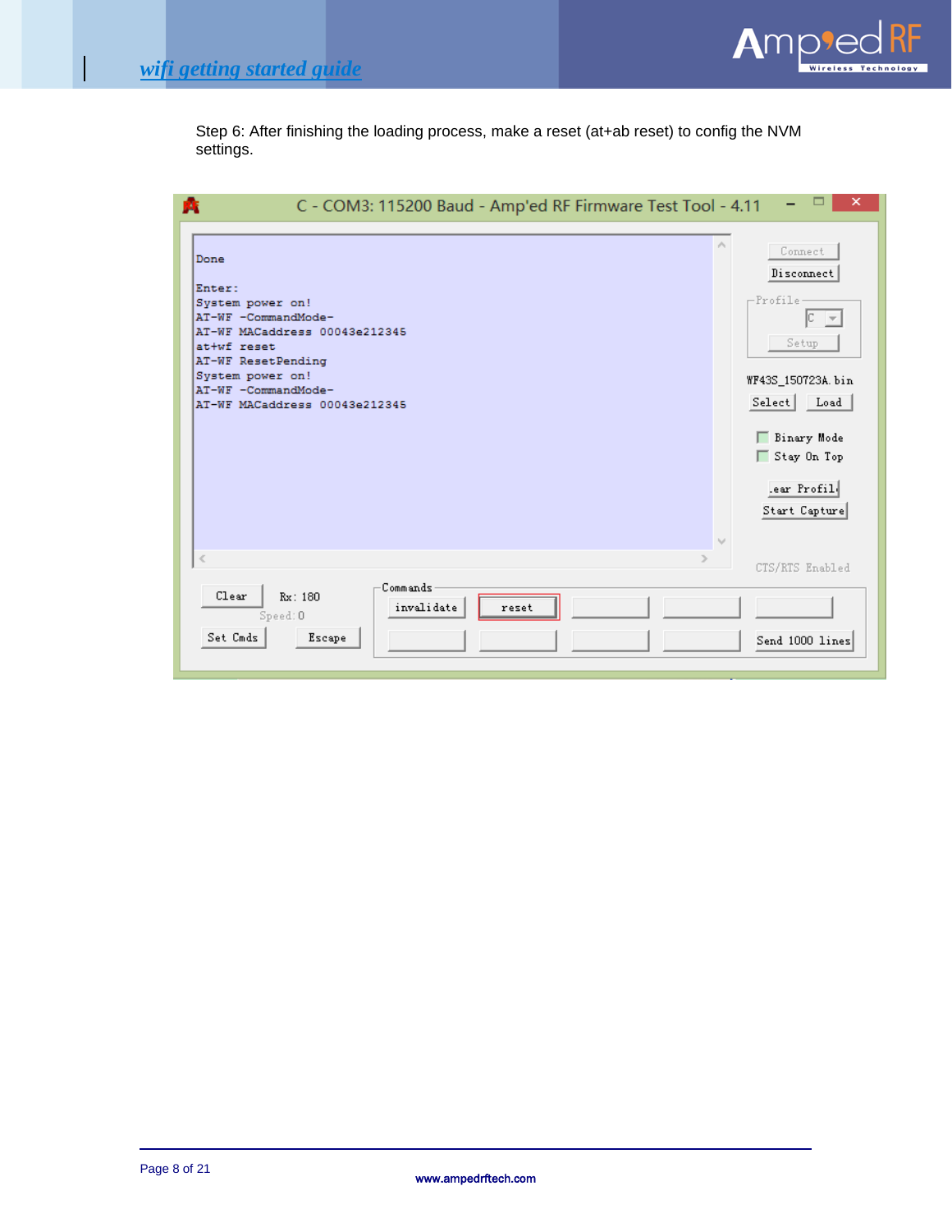Step 6: After finishing the loading process, make a reset (at+ab reset) to config the NVM settings.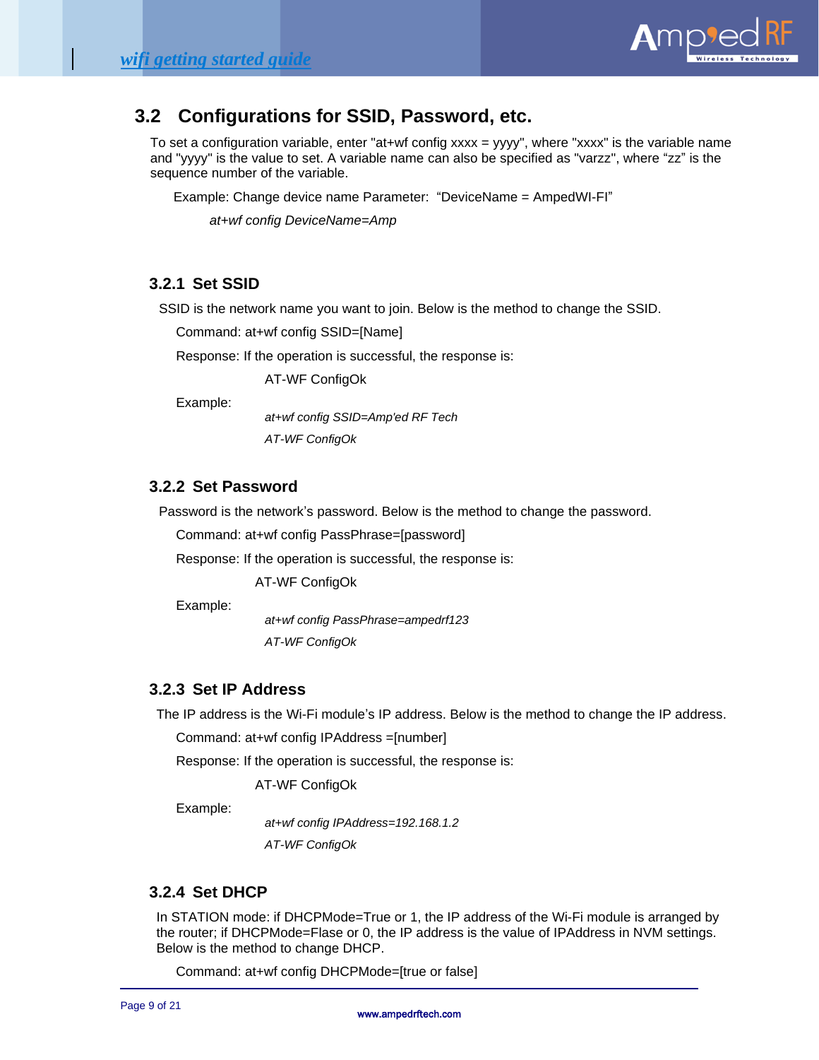## 3.2 Configurations for SSID, Password, etc.

To set a configuration variable, enter "at+wf config xxxx = yyyy", where "xxxx" is the variable name and "yyyy" is the value to set. A variable name can also be specified as "varzz", where "zz" is the sequence number of the variable.

Example: Change device name Parameter: "DeviceName = AmpedWI-FI"

*at+wf config DeviceName=Amp*

### 3.2.1 Set SSID

SSID is the network name you want to join. Below is the method to change the SSID.

Command: at+wf config SSID=[Name]

Response: If the operation is successful, the response is:

AT-WF ConfigOk

Example:

*at+wf config SSID=Amp'ed RF Tech*

*AT-WF ConfigOk*

### 3.2.2 Set Password

Password is the network's password. Below is the method to change the password.

Command: at+wf config PassPhrase=[password]

Response: If the operation is successful, the response is:

AT-WF ConfigOk

Example:

*at+wf config PassPhrase=ampedrf123*

*AT-WF ConfigOk*

### 3.2.3 Set IP Address

The IP address is the Wi-Fi module's IP address. Below is the method to change the IP address.

Command: at+wf config IPAddress =[number]

Response: If the operation is successful, the response is:

AT-WF ConfigOk

Example:

*at+wf config IPAddress=192.168.1.2*

*AT-WF ConfigOk*

### 3.2.4 Set DHCP

In STATION mode: if DHCPMode=True or 1, the IP address of the Wi-Fi module is arranged by the router; if DHCPMode=Flase or 0, the IP address is the value of IPAddress in NVM settings. Below is the method to change DHCP.

Command: at+wf config DHCPMode=[true or false]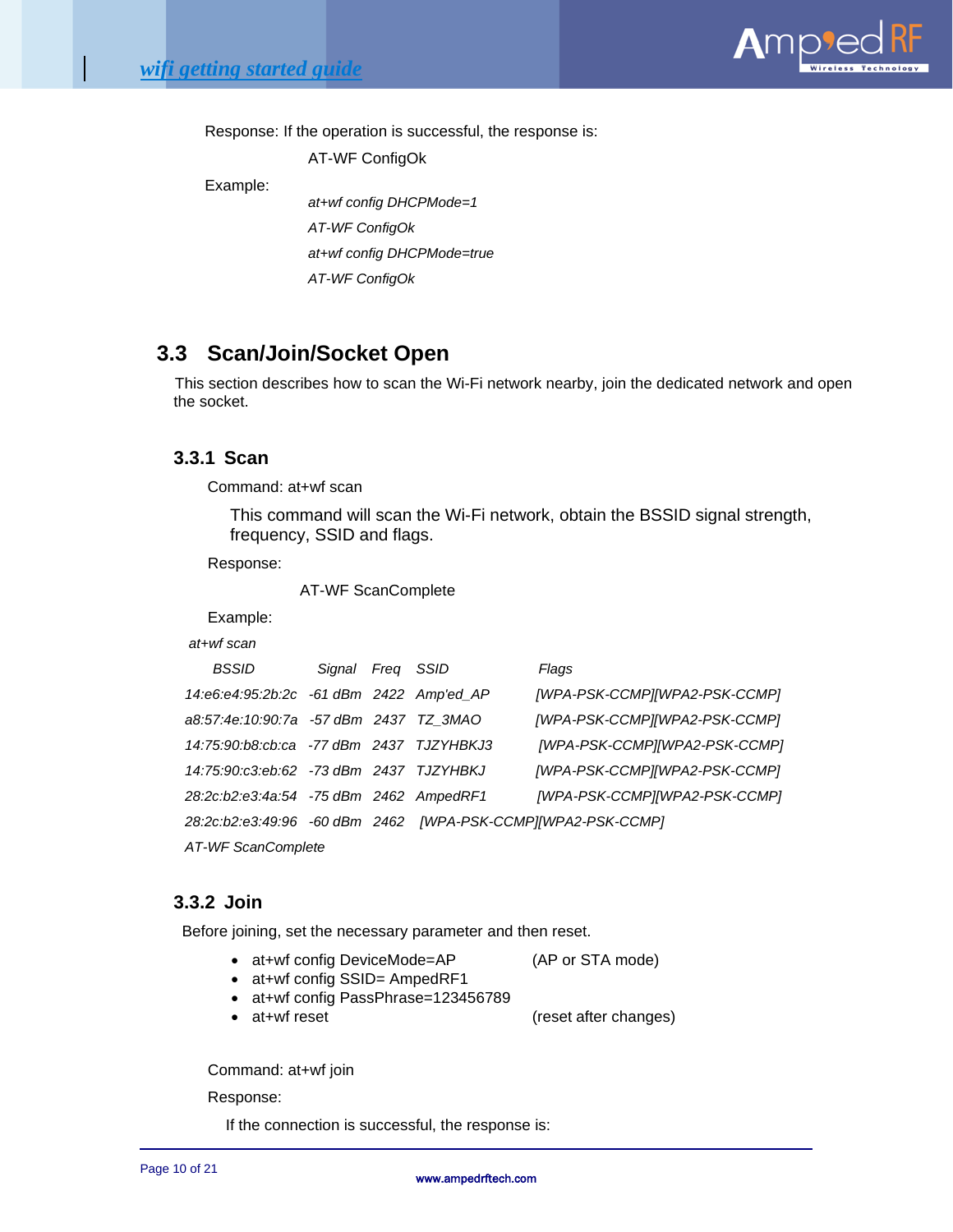Response: If the operation is successful, the response is:

AT-WF ConfigOk

Example:

*at+wf config DHCPMode=1*

*AT-WF ConfigOk*

*at+wf config DHCPMode=true*

*AT-WF ConfigOk*

## 3.3 Scan/Join/Socket Open

This section describes how to scan the Wi-Fi network nearby, join the dedicated network and open the socket.

### 3.3.1 Scan

Command: at+wf scan

This command will scan the Wi-Fi network, obtain the BSSID signal strength, frequency, SSID and flags.

Response:

AT-WF ScanComplete

Example:

*at+wf scan*

| BSSID | Signal | Freq | SSID | Flags |
|---|---|---|---|---|
| 14:e6:e4:95:2b:2c | -61 dBm | 2422 | Amp'ed_AP | [WPA-PSK-CCMP][WPA2-PSK-CCMP] |
| a8:57:4e:10:90:7a | -57 dBm | 2437 | TZ_3MAO | [WPA-PSK-CCMP][WPA2-PSK-CCMP] |
| 14:75:90:b8:cb:ca | -77 dBm | 2437 | TJZYHBKJ3 | [WPA-PSK-CCMP][WPA2-PSK-CCMP] |
| 14:75:90:c3:eb:62 | -73 dBm | 2437 | TJZYHBKJ | [WPA-PSK-CCMP][WPA2-PSK-CCMP] |
| 28:2c:b2:e3:4a:54 | -75 dBm | 2462 | AmpedRF1 | [WPA-PSK-CCMP][WPA2-PSK-CCMP] |
| 28:2c:b2:e3:49:96 | -60 dBm | 2462 | [WPA-PSK-CCMP][WPA2-PSK-CCMP] | |

*AT-WF ScanComplete*

### 3.3.2 Join

Before joining, set the necessary parameter and then reset.

- at+wf config DeviceMode=AP (AP or STA mode)
- at+wf config SSID= AmpedRF1
- at+wf config PassPhrase=123456789
- at+wf reset (reset after changes)

Command: at+wf join

Response:

If the connection is successful, the response is: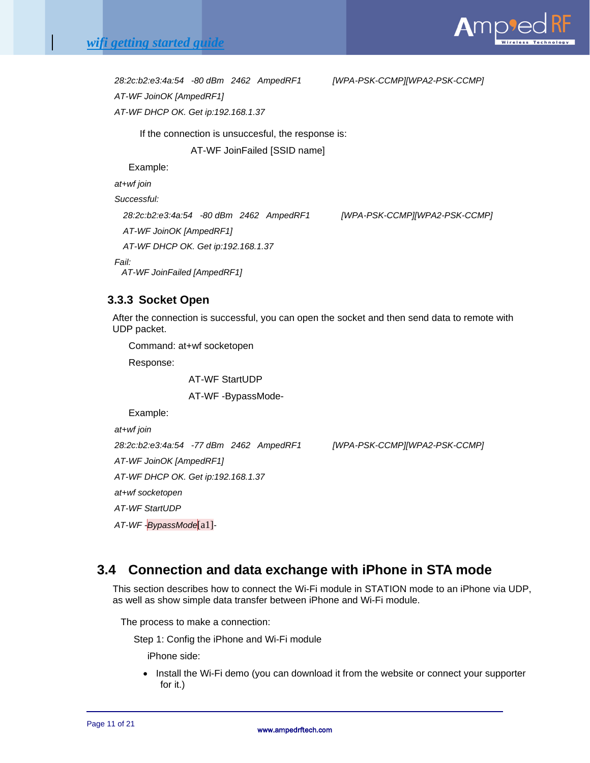*28:2c:b2:e3:4a:54   -80 dBm   2462   AmpedRF1          [WPA-PSK-CCMP][WPA2-PSK-CCMP]*

*AT-WF JoinOK [AmpedRF1]*

*AT-WF DHCP OK. Get ip:192.168.1.37*

If the connection is unsuccesful, the response is:

AT-WF JoinFailed [SSID name]

Example:

*at+wf join*

*Successful:*

*28:2c:b2:e3:4a:54   -80 dBm   2462   AmpedRF1          [WPA-PSK-CCMP][WPA2-PSK-CCMP]*

*AT-WF JoinOK [AmpedRF1]*

*AT-WF DHCP OK. Get ip:192.168.1.37*

*Fail:*

*AT-WF JoinFailed [AmpedRF1]*

### 3.3.3 Socket Open

After the connection is successful, you can open the socket and then send data to remote with UDP packet.

Command: at+wf socketopen

Response:

AT-WF StartUDP

AT-WF -BypassMode-

Example:

*at+wf join*

*28:2c:b2:e3:4a:54   -77 dBm   2462   AmpedRF1          [WPA-PSK-CCMP][WPA2-PSK-CCMP]*

*AT-WF JoinOK [AmpedRF1]*

*AT-WF DHCP OK. Get ip:192.168.1.37*

*at+wf socketopen*

*AT-WF StartUDP*

*AT-WF -BypassMode*[a1]-

## 3.4 Connection and data exchange with iPhone in STA mode

This section describes how to connect the Wi-Fi module in STATION mode to an iPhone via UDP, as well as show simple data transfer between iPhone and Wi-Fi module.

The process to make a connection:

Step 1: Config the iPhone and Wi-Fi module

iPhone side:

- Install the Wi-Fi demo (you can download it from the website or connect your supporter for it.)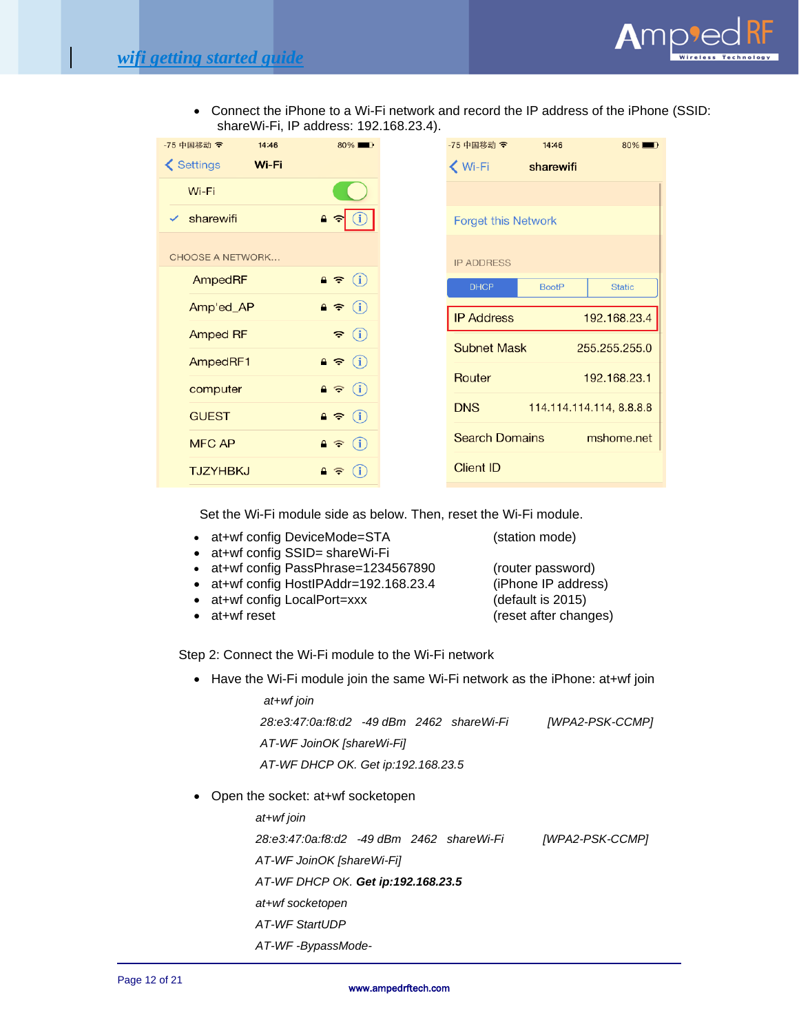- Connect the iPhone to a Wi-Fi network and record the IP address of the iPhone (SSID: shareWi-Fi, IP address: 192.168.23.4).

Set the Wi-Fi module side as below. Then, reset the Wi-Fi module.

- at+wf config DeviceMode=STA (station mode)
- at+wf config SSID= shareWi-Fi
- at+wf config PassPhrase=1234567890 (router password)
- at+wf config HostIPAddr=192.168.23.4 (iPhone IP address)
- at+wf config LocalPort=xxx (default is 2015)
- at+wf reset (reset after changes)

Step 2: Connect the Wi-Fi module to the Wi-Fi network

- Have the Wi-Fi module join the same Wi-Fi network as the iPhone: at+wf join

*at+wf join*

*28:e3:47:0a:f8:d2 -49 dBm 2462 shareWi-Fi [WPA2-PSK-CCMP]*

*AT-WF JoinOK [shareWi-Fi]*

*AT-WF DHCP OK. Get ip:192.168.23.5*

- Open the socket: at+wf socketopen

*at+wf join*

*28:e3:47:0a:f8:d2 -49 dBm 2462 shareWi-Fi [WPA2-PSK-CCMP]*

*AT-WF JoinOK [shareWi-Fi]*

*AT-WF DHCP OK.* ***Get ip:192.168.23.5***

*at+wf socketopen*

*AT-WF StartUDP*

*AT-WF -BypassMode-*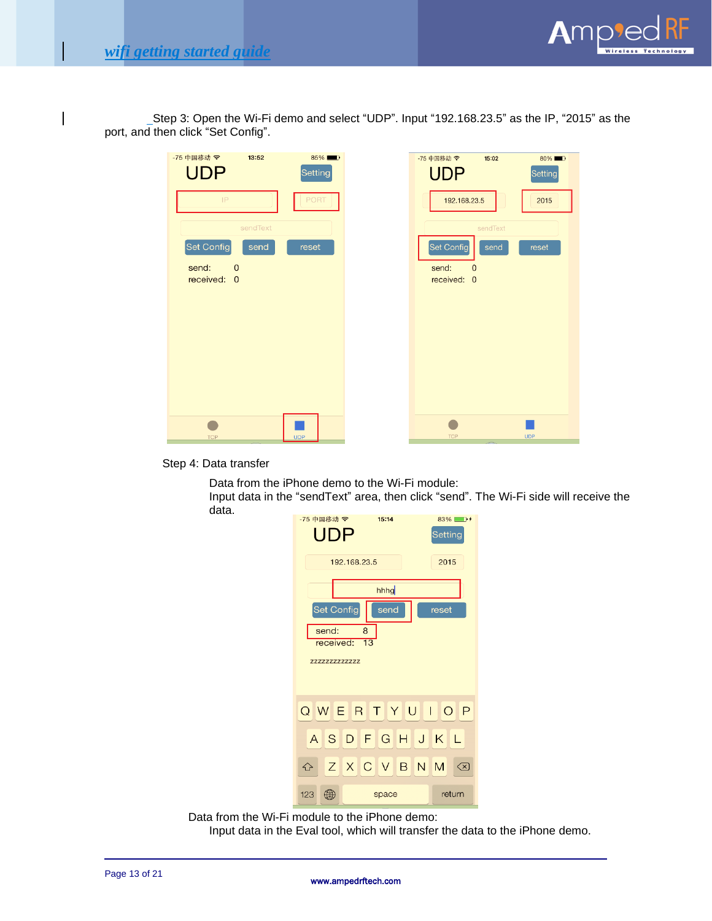Step 3: Open the Wi-Fi demo and select “UDP”. Input “192.168.23.5” as the IP, “2015” as the port, and then click “Set Config”.

Step 4: Data transfer

Data from the iPhone demo to the Wi-Fi module:
Input data in the “sendText” area, then click “send”. The Wi-Fi side will receive the data.

Data from the Wi-Fi module to the iPhone demo:
Input data in the Eval tool, which will transfer the data to the iPhone demo.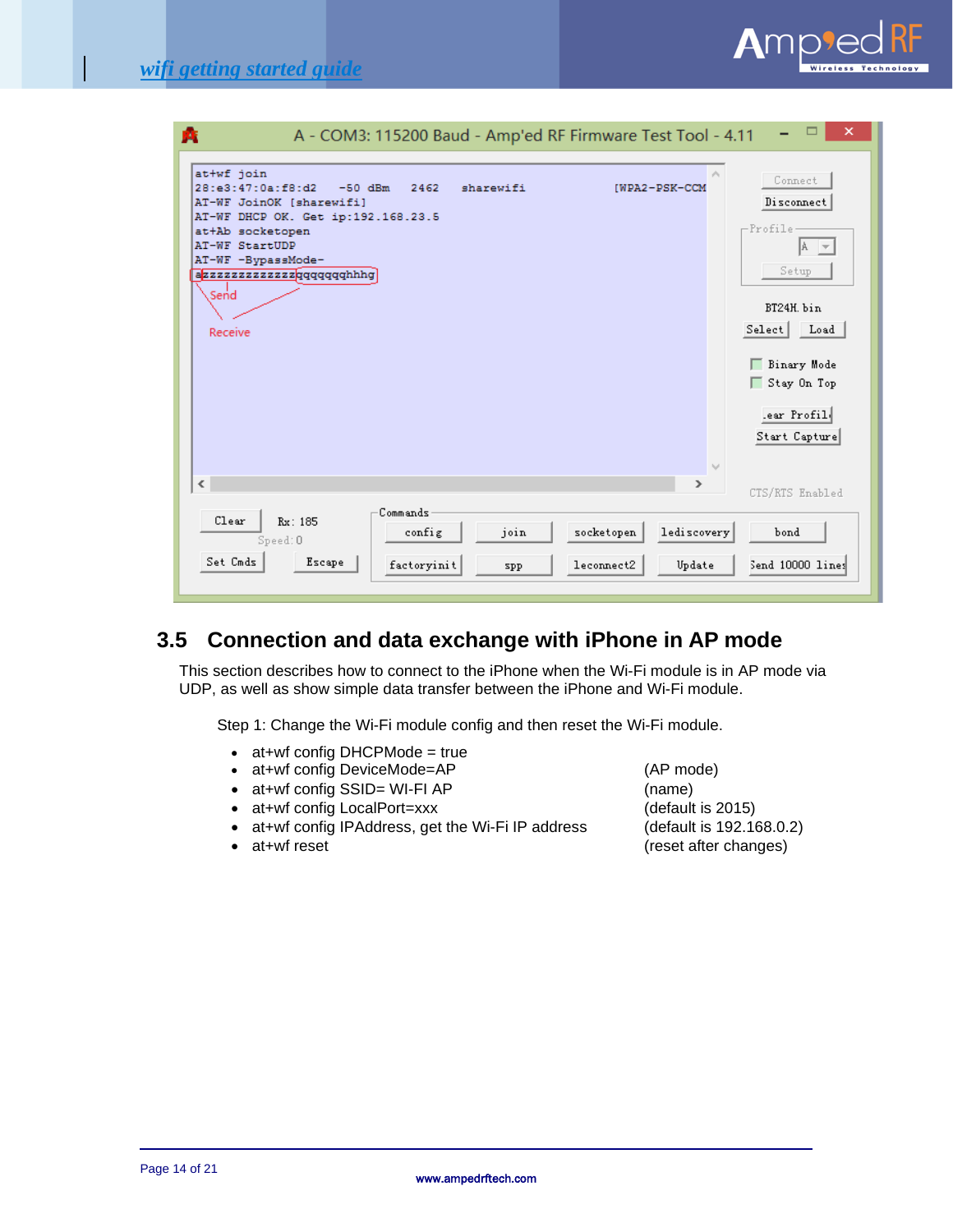```
at+wf join
28:e3:47:0a:f8:d2    -50 dBm    2462    sharewifi              [WPA2-PSK-CCM
AT-WF JoinOK [sharewifi]
AT-WF DHCP OK. Get ip:192.168.23.5
at+Ab socketopen
AT-WF StartUDP
AT-WF -BypassMode-
azzzzzzzzzzzzzqqqqqqqhhhg
```

## 3.5 Connection and data exchange with iPhone in AP mode

This section describes how to connect to the iPhone when the Wi-Fi module is in AP mode via UDP, as well as show simple data transfer between the iPhone and Wi-Fi module.

Step 1: Change the Wi-Fi module config and then reset the Wi-Fi module.

- at+wf config DHCPMode = true
- at+wf config DeviceMode=AP (AP mode)
- at+wf config SSID= WI-FI AP (name)
- at+wf config LocalPort=xxx (default is 2015)
- at+wf config IPAddress, get the Wi-Fi IP address (default is 192.168.0.2)
- at+wf reset (reset after changes)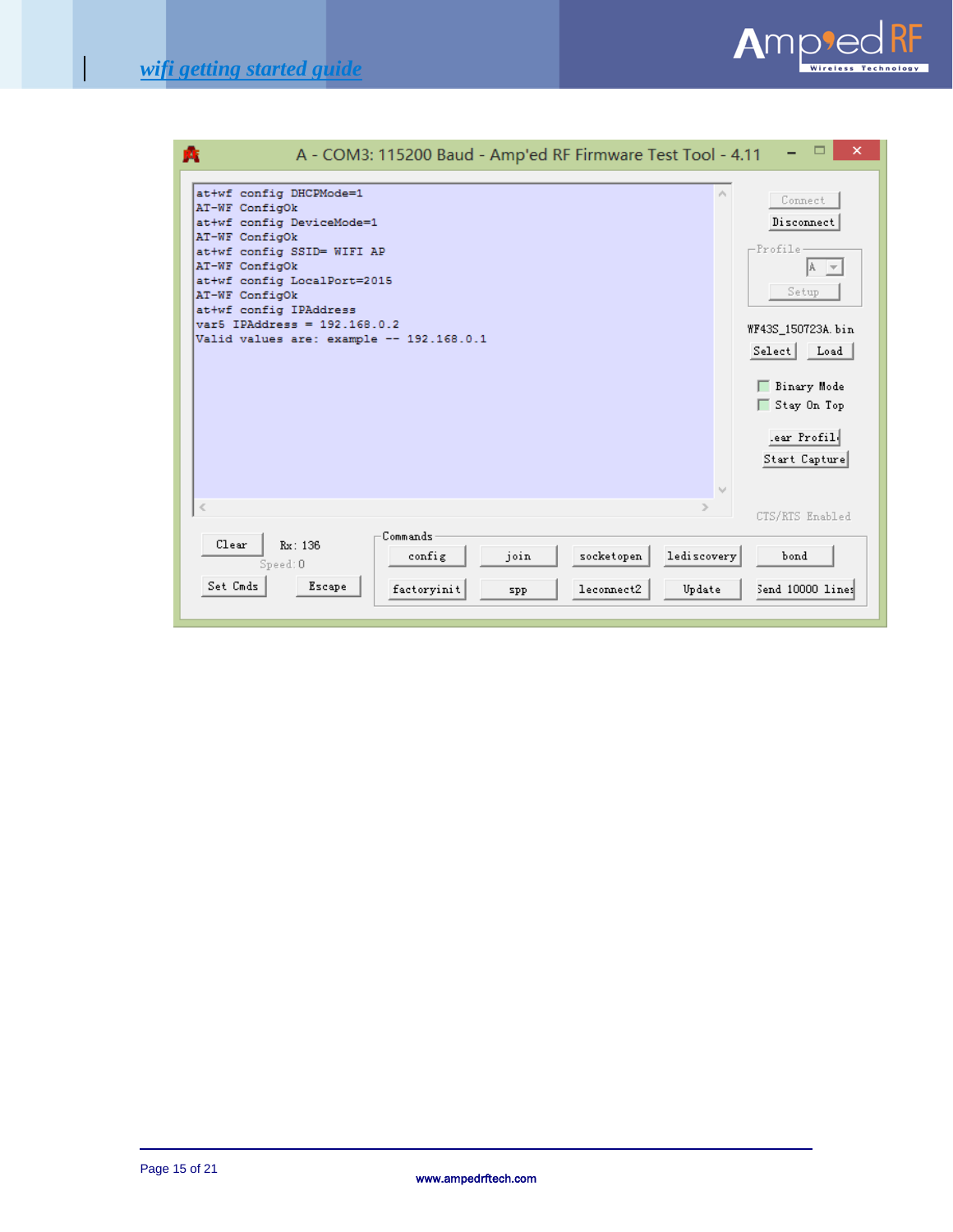A - COM3: 115200 Baud - Amp'ed RF Firmware Test Tool - 4.11

```
at+wf config DHCPMode=1
AT-WF ConfigOk
at+wf config DeviceMode=1
AT-WF ConfigOk
at+wf config SSID= WIFI AP
AT-WF ConfigOk
at+wf config LocalPort=2015
AT-WF ConfigOk
at+wf config IPAddress
var5 IPAddress = 192.168.0.2
Valid values are: example -- 192.168.0.1
```

Connect | Disconnect

Profile: A | Setup

WF43S_150723A.bin

Select | Load

Binary Mode

Stay On Top

Clear Profile | Start Capture

CTS/RTS Enabled

Clear | Rx: 136 | Speed: 0

Set Cmds | Escape

Commands: config | join | socketopen | lediscovery | bond | factoryinit | spp | leconnect2 | Update | Send 10000 lines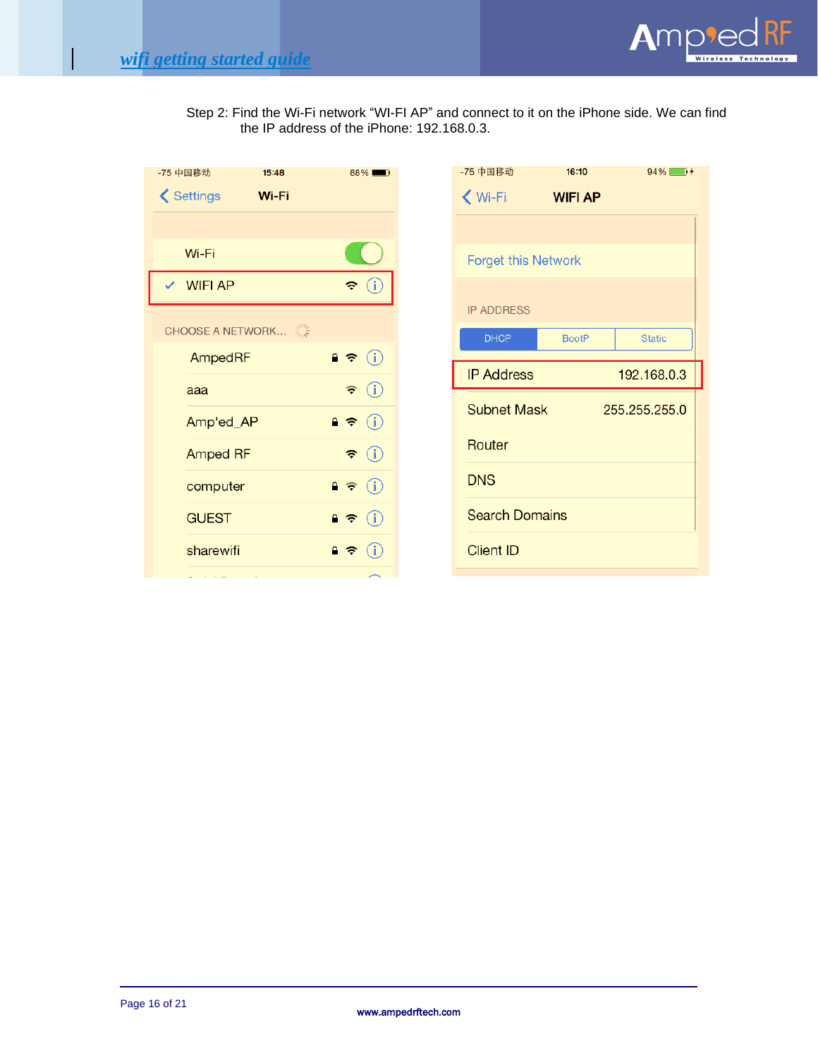Step 2: Find the Wi-Fi network "WI-FI AP" and connect to it on the iPhone side. We can find the IP address of the iPhone: 192.168.0.3.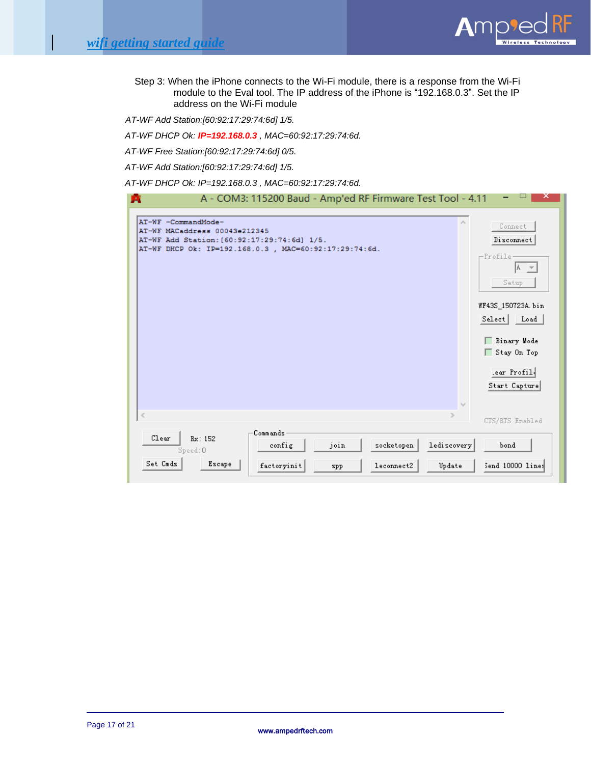Step 3: When the iPhone connects to the Wi-Fi module, there is a response from the Wi-Fi module to the Eval tool. The IP address of the iPhone is “192.168.0.3”. Set the IP address on the Wi-Fi module

*AT-WF Add Station:[60:92:17:29:74:6d] 1/5.*

*AT-WF DHCP Ok: **IP=192.168.0.3** , MAC=60:92:17:29:74:6d.*

*AT-WF Free Station:[60:92:17:29:74:6d] 0/5.*

*AT-WF Add Station:[60:92:17:29:74:6d] 1/5.*

*AT-WF DHCP Ok: IP=192.168.0.3 , MAC=60:92:17:29:74:6d.*

A - COM3: 115200 Baud - Amp'ed RF Firmware Test Tool - 4.11

```
AT-WF -CommandMode-
AT-WF MACaddress 00043e212345
AT-WF Add Station:[60:92:17:29:74:6d] 1/5.
AT-WF DHCP Ok: IP=192.168.0.3 , MAC=60:92:17:29:74:6d.
```

Connect | Disconnect | Profile: A | Setup | WF43S_150723A.bin | Select | Load | Binary Mode | Stay On Top | Clear Profile | Start Capture | CTS/RTS Enabled

Clear | Rx: 152 | Speed: 0 | Set Cmds | Escape

Commands: config | join | socketopen | lediscovery | bond | factoryinit | spp | leconnect2 | Update | Send 10000 lines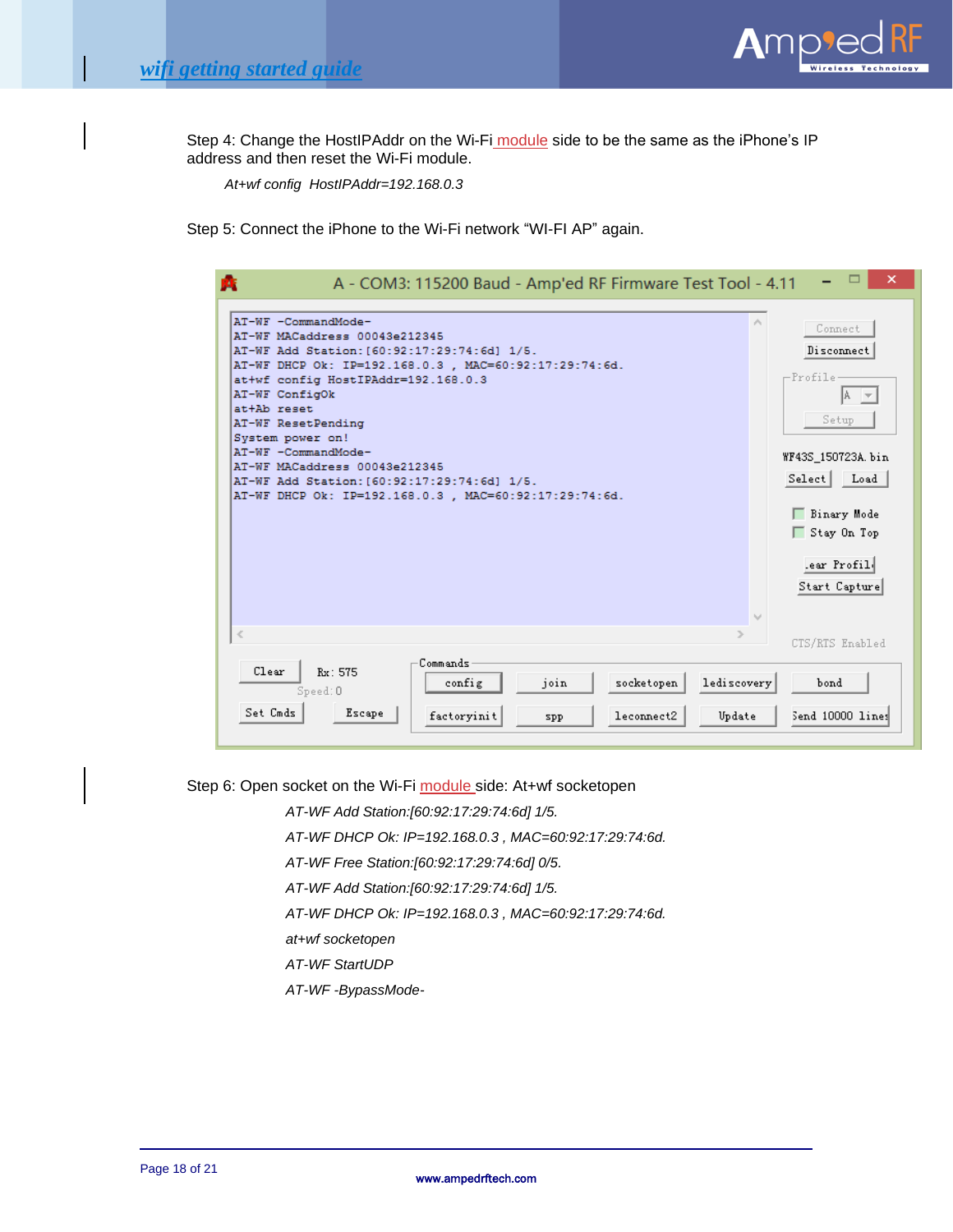Step 4: Change the HostIPAddr on the Wi-Fi module side to be the same as the iPhone's IP address and then reset the Wi-Fi module.

*At+wf config  HostIPAddr=192.168.0.3*

Step 5: Connect the iPhone to the Wi-Fi network "WI-FI AP" again.

Step 6: Open socket on the Wi-Fi module side: At+wf socketopen

*AT-WF Add Station:[60:92:17:29:74:6d] 1/5.*

*AT-WF DHCP Ok: IP=192.168.0.3 , MAC=60:92:17:29:74:6d.*

*AT-WF Free Station:[60:92:17:29:74:6d] 0/5.*

*AT-WF Add Station:[60:92:17:29:74:6d] 1/5.*

*AT-WF DHCP Ok: IP=192.168.0.3 , MAC=60:92:17:29:74:6d.*

*at+wf socketopen*

*AT-WF StartUDP*

*AT-WF -BypassMode-*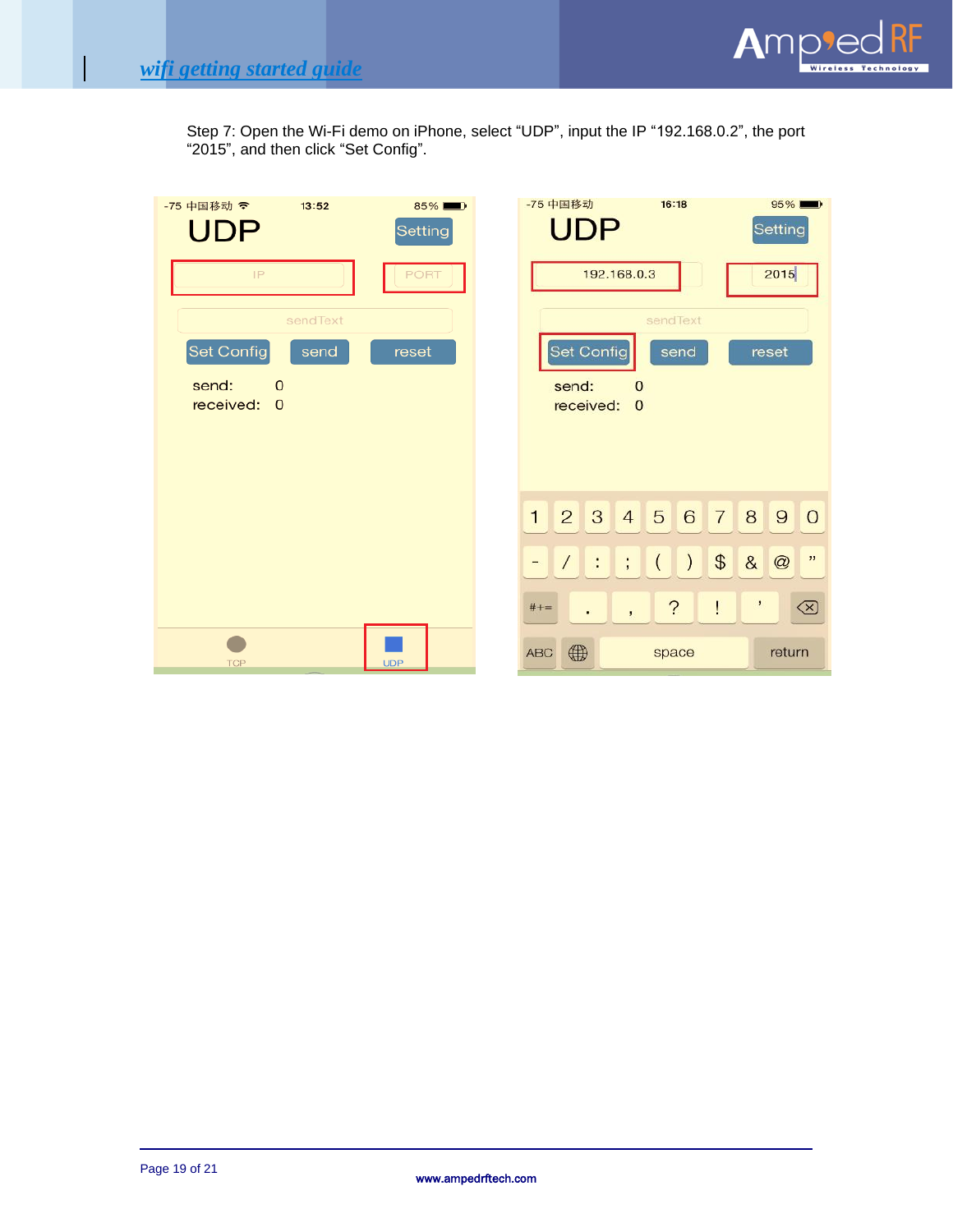Step 7: Open the Wi-Fi demo on iPhone, select “UDP”, input the IP “192.168.0.2”, the port “2015”, and then click “Set Config”.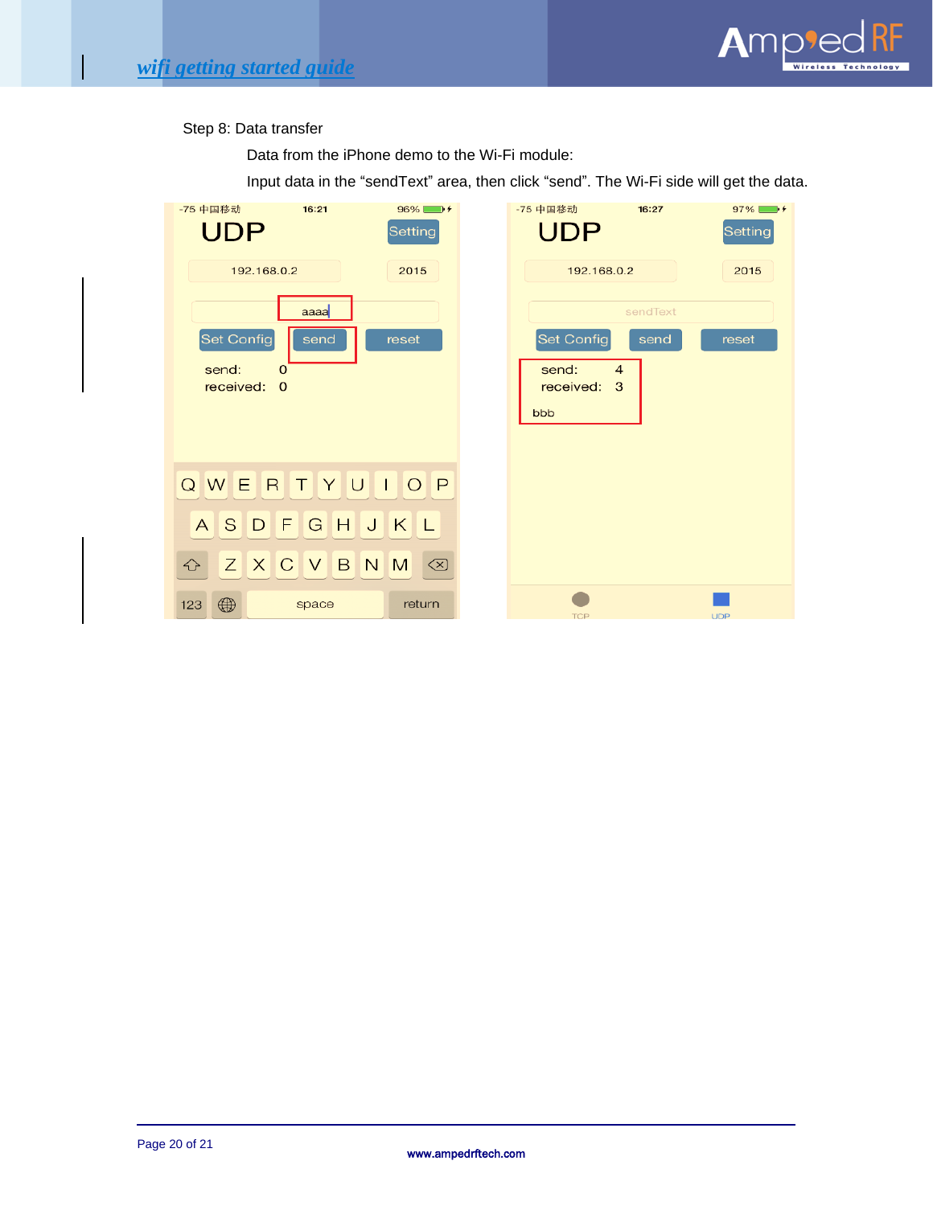Step 8: Data transfer

Data from the iPhone demo to the Wi-Fi module:

Input data in the “sendText” area, then click “send”. The Wi-Fi side will get the data.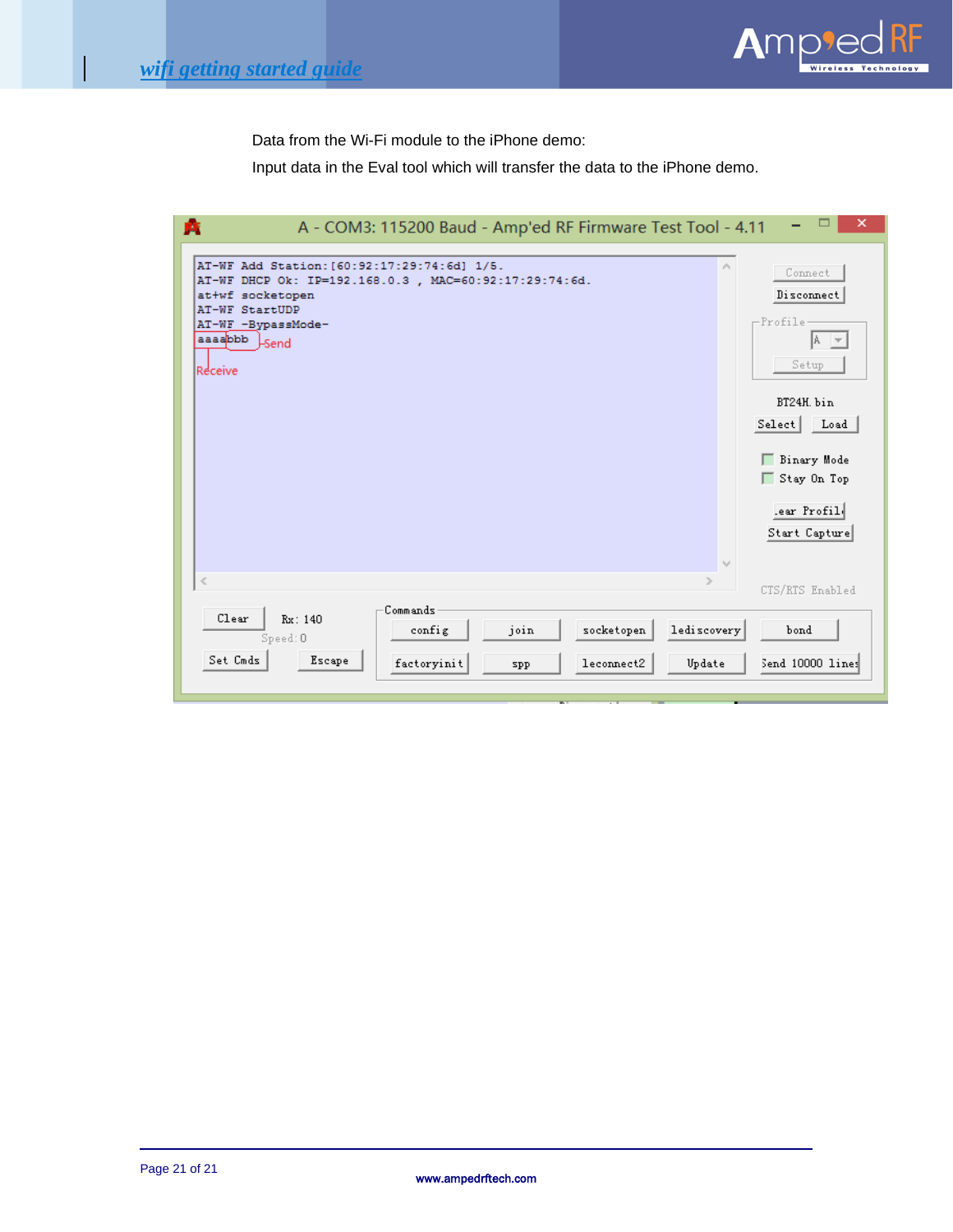Data from the Wi-Fi module to the iPhone demo:

Input data in the Eval tool which will transfer the data to the iPhone demo.

A - COM3: 115200 Baud - Amp'ed RF Firmware Test Tool - 4.11

```
AT-WF Add Station:[60:92:17:29:74:6d] 1/5.
AT-WF DHCP Ok: IP=192.168.0.3 , MAC=60:92:17:29:74:6d.
at+wf socketopen
AT-WF StartUDP
AT-WF -BypassMode-
aaaabbb
```

Send

Receive

Connect
Disconnect
Profile
A
Setup
BT24H.bin
Select
Load
Binary Mode
Stay On Top
.ear Profil
Start Capture
CTS/RTS Enabled

Clear
Rx: 140
Speed: 0
Set Cmds
Escape

Commands
config
join
socketopen
lediscovery
bond
factoryinit
spp
leconnect2
Update
Send 10000 lines